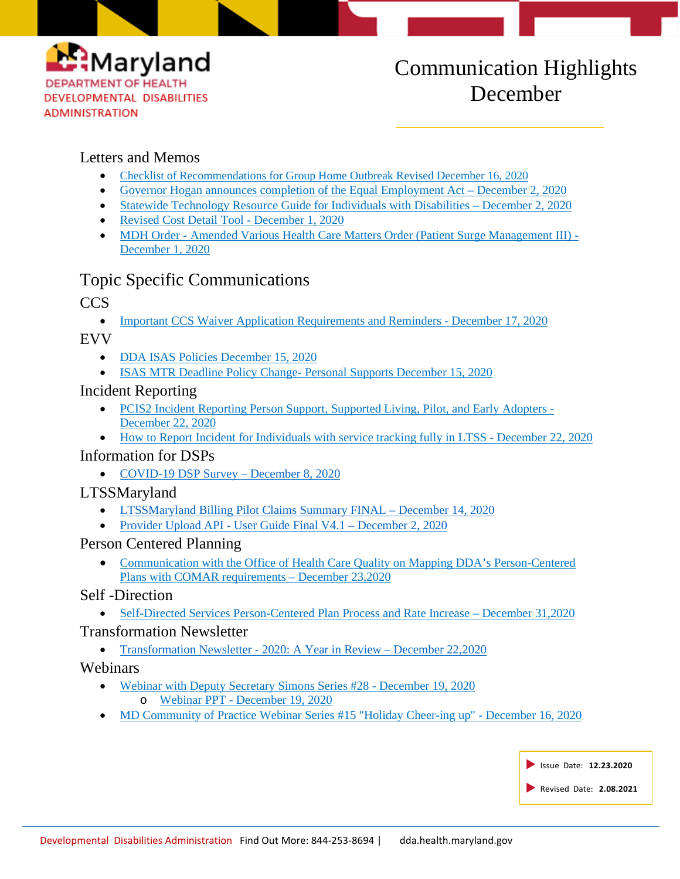Maryland
DEPARTMENT OF HEALTH
DEVELOPMENTAL DISABILITIES ADMINISTRATION

# Communication Highlights December

## Letters and Memos

- Checklist of Recommendations for Group Home Outbreak Revised December 16, 2020
- Governor Hogan announces completion of the Equal Employment Act – December 2, 2020
- Statewide Technology Resource Guide for Individuals with Disabilities – December 2, 2020
- Revised Cost Detail Tool - December 1, 2020
- MDH Order - Amended Various Health Care Matters Order (Patient Surge Management III) - December 1, 2020

## Topic Specific Communications

### CCS

- Important CCS Waiver Application Requirements and Reminders - December 17, 2020

### EVV

- DDA ISAS Policies December 15, 2020
- ISAS MTR Deadline Policy Change- Personal Supports December 15, 2020

### Incident Reporting

- PCIS2 Incident Reporting Person Support, Supported Living, Pilot, and Early Adopters - December 22, 2020
- How to Report Incident for Individuals with service tracking fully in LTSS - December 22, 2020

### Information for DSPs

- COVID-19 DSP Survey – December 8, 2020

### LTSSMaryland

- LTSSMaryland Billing Pilot Claims Summary FINAL – December 14, 2020
- Provider Upload API - User Guide Final V4.1 – December 2, 2020

### Person Centered Planning

- Communication with the Office of Health Care Quality on Mapping DDA's Person-Centered Plans with COMAR requirements – December 23,2020

### Self -Direction

- Self-Directed Services Person-Centered Plan Process and Rate Increase – December 31,2020

### Transformation Newsletter

- Transformation Newsletter - 2020: A Year in Review – December 22,2020

### Webinars

- Webinar with Deputy Secretary Simons Series #28 - December 19, 2020
  - Webinar PPT - December 19, 2020
- MD Community of Practice Webinar Series #15 "Holiday Cheer-ing up" - December 16, 2020

Issue Date: **12.23.2020**

Revised Date: **2.08.2021**

Developmental Disabilities Administration Find Out More: 844-253-8694 | dda.health.maryland.gov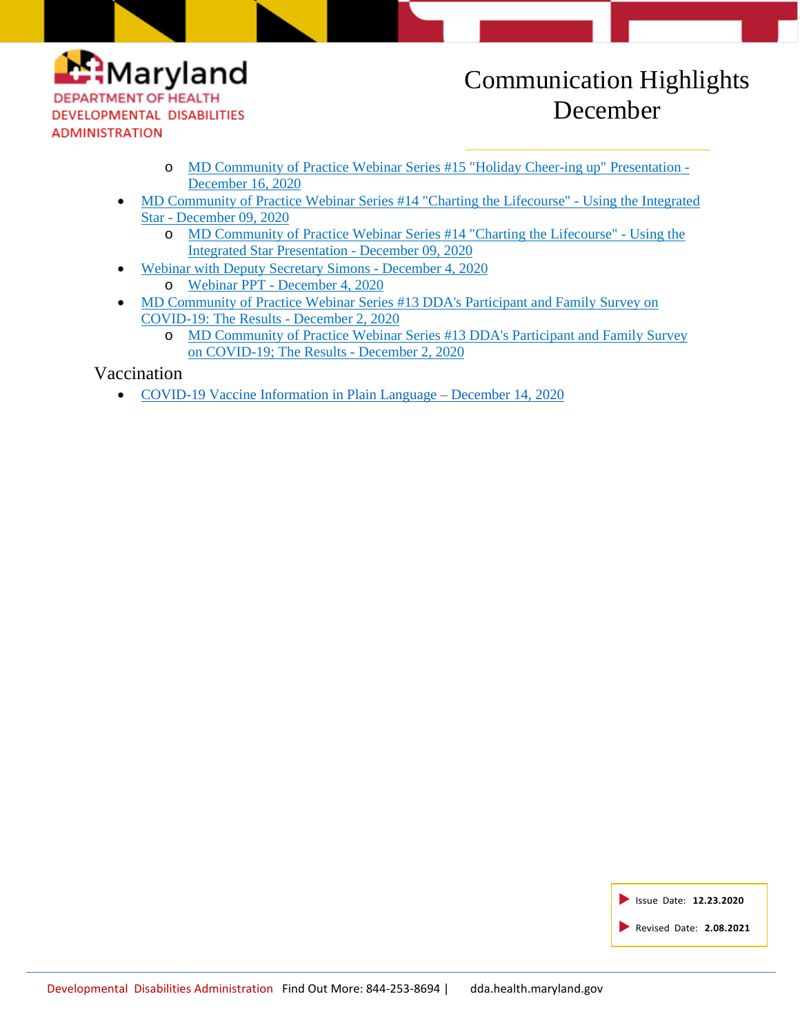- MD Community of Practice Webinar Series #15 "Holiday Cheer-ing up" Presentation - December 16, 2020
- MD Community of Practice Webinar Series #14 "Charting the Lifecourse" - Using the Integrated Star - December 09, 2020
    - MD Community of Practice Webinar Series #14 "Charting the Lifecourse" - Using the Integrated Star Presentation - December 09, 2020
- Webinar with Deputy Secretary Simons - December 4, 2020
    - Webinar PPT - December 4, 2020
- MD Community of Practice Webinar Series #13 DDA's Participant and Family Survey on COVID-19: The Results - December 2, 2020
    - MD Community of Practice Webinar Series #13 DDA's Participant and Family Survey on COVID-19; The Results - December 2, 2020

## Vaccination

- COVID-19 Vaccine Information in Plain Language – December 14, 2020

Issue Date: **12.23.2020**

Revised Date: **2.08.2021**